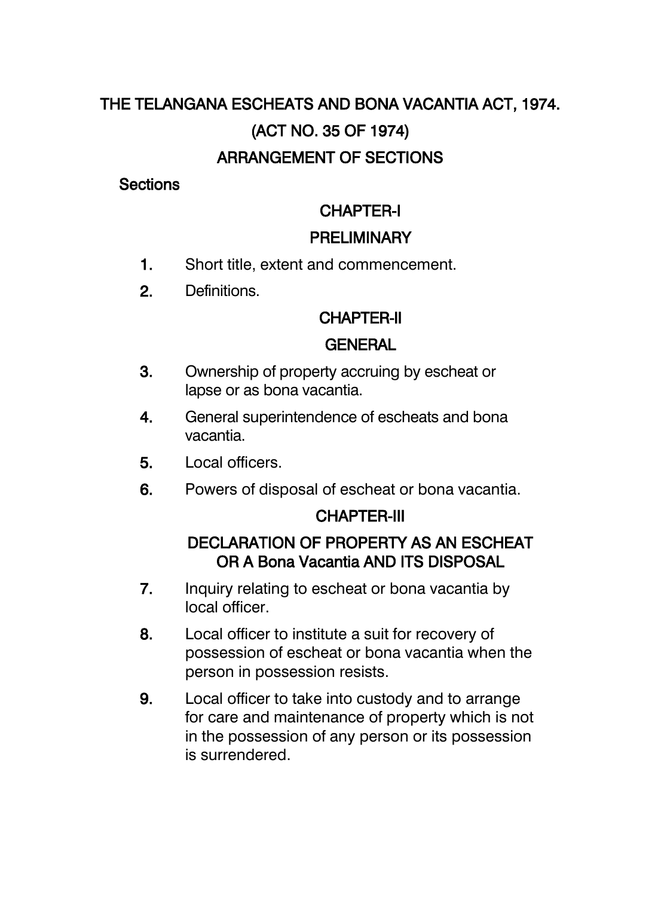# THE TELANGANA ESCHEATS AND BONA VACANTIA ACT, 1974.

## (ACT NO. 35 OF 1974)

## ARRANGEMENT OF SECTIONS

**Sections**

### CHAPTER-I

### PRELIMINARY

**1.** Short title, extent and commencement.

**2.** Definitions.

### CHAPTER-II

### GENERAL

**3.** Ownership of property accruing by escheat or lapse or as bona vacantia.

**4.** General superintendence of escheats and bona vacantia.

**5.** Local officers.

**6.** Powers of disposal of escheat or bona vacantia.

### CHAPTER-III

### DECLARATION OF PROPERTY AS AN ESCHEAT OR A Bona Vacantia AND ITS DISPOSAL

**7.** Inquiry relating to escheat or bona vacantia by local officer.

**8.** Local officer to institute a suit for recovery of possession of escheat or bona vacantia when the person in possession resists.

**9.** Local officer to take into custody and to arrange for care and maintenance of property which is not in the possession of any person or its possession is surrendered.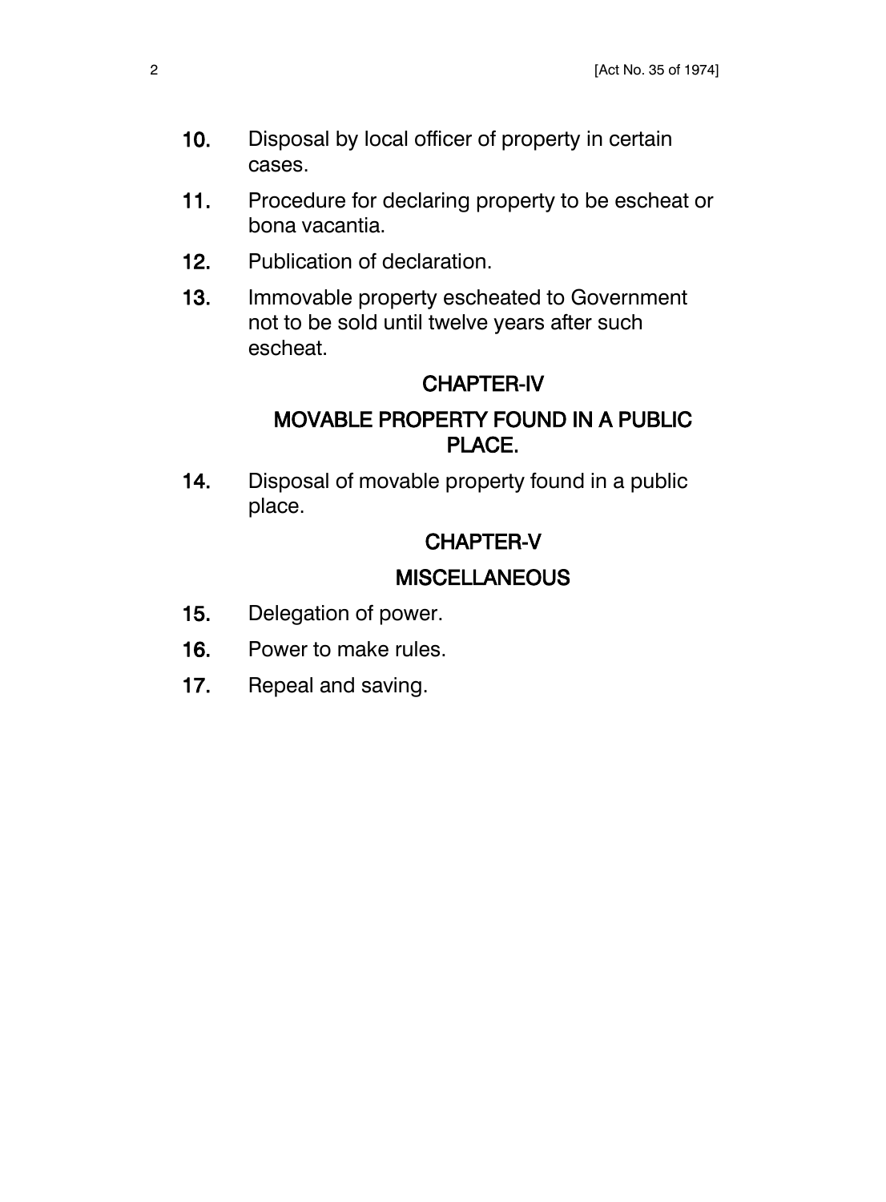10. Disposal by local officer of property in certain cases.

11. Procedure for declaring property to be escheat or bona vacantia.

12. Publication of declaration.

13. Immovable property escheated to Government not to be sold until twelve years after such escheat.

## CHAPTER-IV

## MOVABLE PROPERTY FOUND IN A PUBLIC PLACE.

14. Disposal of movable property found in a public place.

## CHAPTER-V

## MISCELLANEOUS

15. Delegation of power.

16. Power to make rules.

17. Repeal and saving.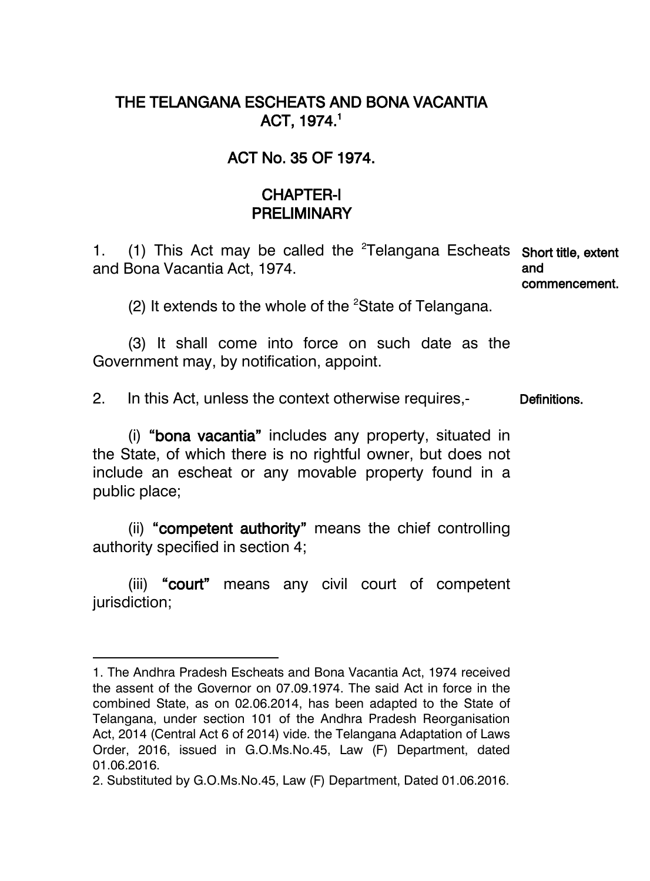# THE TELANGANA ESCHEATS AND BONA VACANTIA ACT, 1974.[1]

## ACT No. 35 OF 1974.

## CHAPTER-I
## PRELIMINARY

**Short title, extent and commencement.**

1. (1) This Act may be called the [2]Telangana Escheats and Bona Vacantia Act, 1974.

(2) It extends to the whole of the [2]State of Telangana.

(3) It shall come into force on such date as the Government may, by notification, appoint.

**Definitions.**

2. In this Act, unless the context otherwise requires,-

(i) **"bona vacantia"** includes any property, situated in the State, of which there is no rightful owner, but does not include an escheat or any movable property found in a public place;

(ii) **"competent authority"** means the chief controlling authority specified in section 4;

(iii) **"court"** means any civil court of competent jurisdiction;

---

1. The Andhra Pradesh Escheats and Bona Vacantia Act, 1974 received the assent of the Governor on 07.09.1974. The said Act in force in the combined State, as on 02.06.2014, has been adapted to the State of Telangana, under section 101 of the Andhra Pradesh Reorganisation Act, 2014 (Central Act 6 of 2014) vide. the Telangana Adaptation of Laws Order, 2016, issued in G.O.Ms.No.45, Law (F) Department, dated 01.06.2016.

2. Substituted by G.O.Ms.No.45, Law (F) Department, Dated 01.06.2016.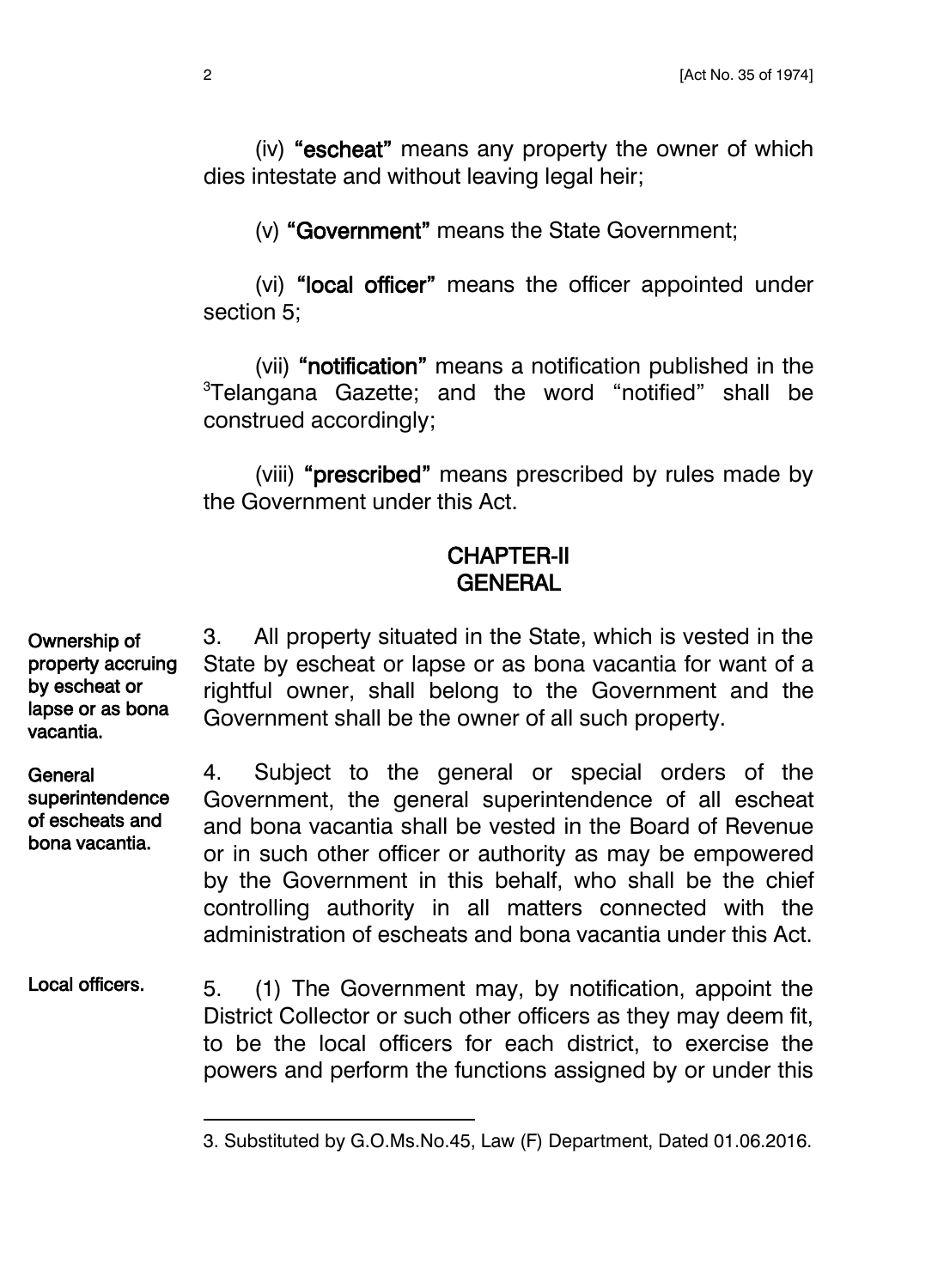(iv) **"escheat"** means any property the owner of which dies intestate and without leaving legal heir;

(v) **"Government"** means the State Government;

(vi) **"local officer"** means the officer appointed under section 5;

(vii) **"notification"** means a notification published in the [3]Telangana Gazette; and the word "notified" shall be construed accordingly;

(viii) **"prescribed"** means prescribed by rules made by the Government under this Act.

## CHAPTER-II
## GENERAL

**Ownership of property accruing by escheat or lapse or as bona vacantia.**

3. All property situated in the State, which is vested in the State by escheat or lapse or as bona vacantia for want of a rightful owner, shall belong to the Government and the Government shall be the owner of all such property.

**General superintendence of escheats and bona vacantia.**

4. Subject to the general or special orders of the Government, the general superintendence of all escheat and bona vacantia shall be vested in the Board of Revenue or in such other officer or authority as may be empowered by the Government in this behalf, who shall be the chief controlling authority in all matters connected with the administration of escheats and bona vacantia under this Act.

**Local officers.**

5. (1) The Government may, by notification, appoint the District Collector or such other officers as they may deem fit, to be the local officers for each district, to exercise the powers and perform the functions assigned by or under this

---

3. Substituted by G.O.Ms.No.45, Law (F) Department, Dated 01.06.2016.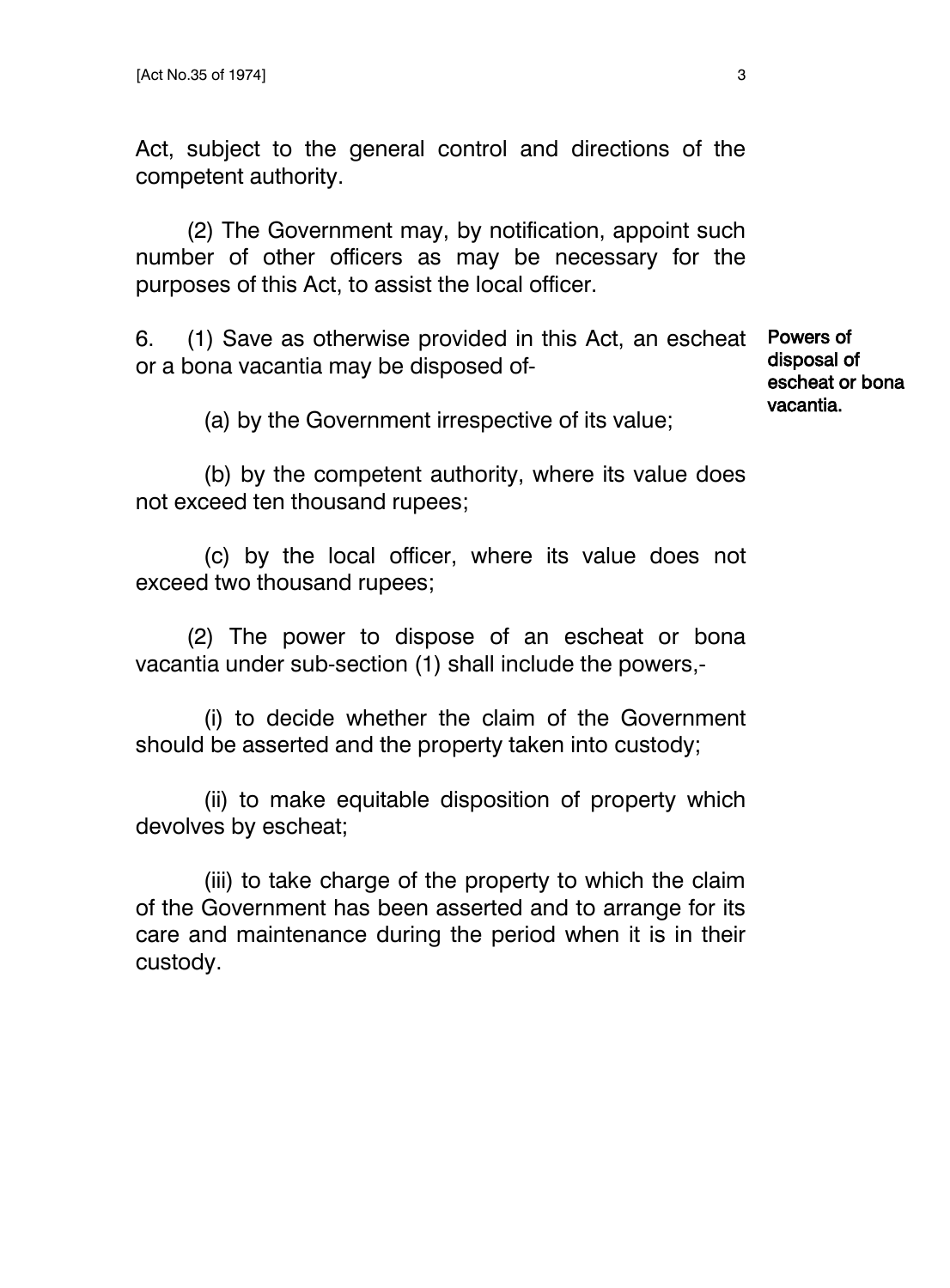Act, subject to the general control and directions of the competent authority.

(2) The Government may, by notification, appoint such number of other officers as may be necessary for the purposes of this Act, to assist the local officer.

**Powers of disposal of escheat or bona vacantia.**

6. (1) Save as otherwise provided in this Act, an escheat or a bona vacantia may be disposed of-

(a) by the Government irrespective of its value;

(b) by the competent authority, where its value does not exceed ten thousand rupees;

(c) by the local officer, where its value does not exceed two thousand rupees;

(2) The power to dispose of an escheat or bona vacantia under sub-section (1) shall include the powers,-

(i) to decide whether the claim of the Government should be asserted and the property taken into custody;

(ii) to make equitable disposition of property which devolves by escheat;

(iii) to take charge of the property to which the claim of the Government has been asserted and to arrange for its care and maintenance during the period when it is in their custody.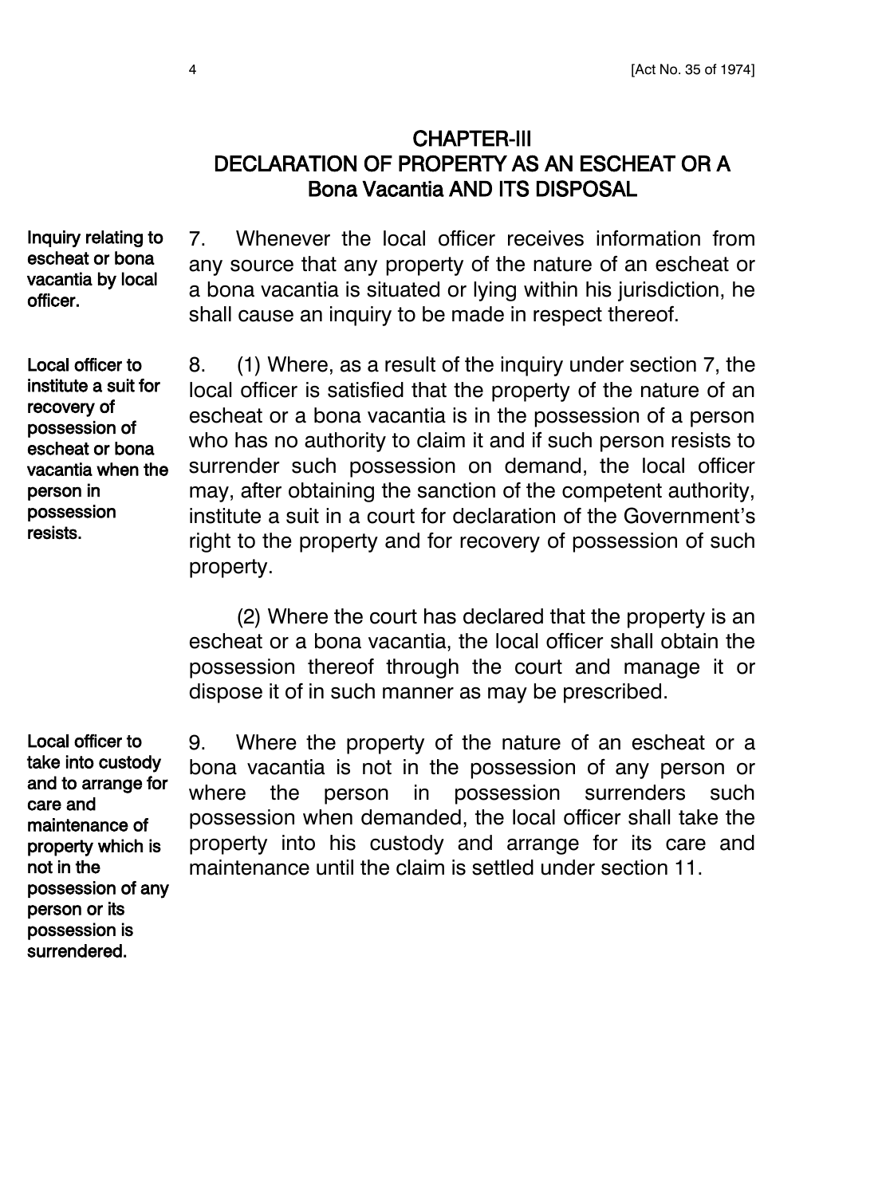## CHAPTER-III
## DECLARATION OF PROPERTY AS AN ESCHEAT OR A Bona Vacantia AND ITS DISPOSAL

**Inquiry relating to escheat or bona vacantia by local officer.**

7. Whenever the local officer receives information from any source that any property of the nature of an escheat or a bona vacantia is situated or lying within his jurisdiction, he shall cause an inquiry to be made in respect thereof.

**Local officer to institute a suit for recovery of possession of escheat or bona vacantia when the person in possession resists.**

8. (1) Where, as a result of the inquiry under section 7, the local officer is satisfied that the property of the nature of an escheat or a bona vacantia is in the possession of a person who has no authority to claim it and if such person resists to surrender such possession on demand, the local officer may, after obtaining the sanction of the competent authority, institute a suit in a court for declaration of the Government's right to the property and for recovery of possession of such property.

(2) Where the court has declared that the property is an escheat or a bona vacantia, the local officer shall obtain the possession thereof through the court and manage it or dispose it of in such manner as may be prescribed.

**Local officer to take into custody and to arrange for care and maintenance of property which is not in the possession of any person or its possession is surrendered.**

9. Where the property of the nature of an escheat or a bona vacantia is not in the possession of any person or where the person in possession surrenders such possession when demanded, the local officer shall take the property into his custody and arrange for its care and maintenance until the claim is settled under section 11.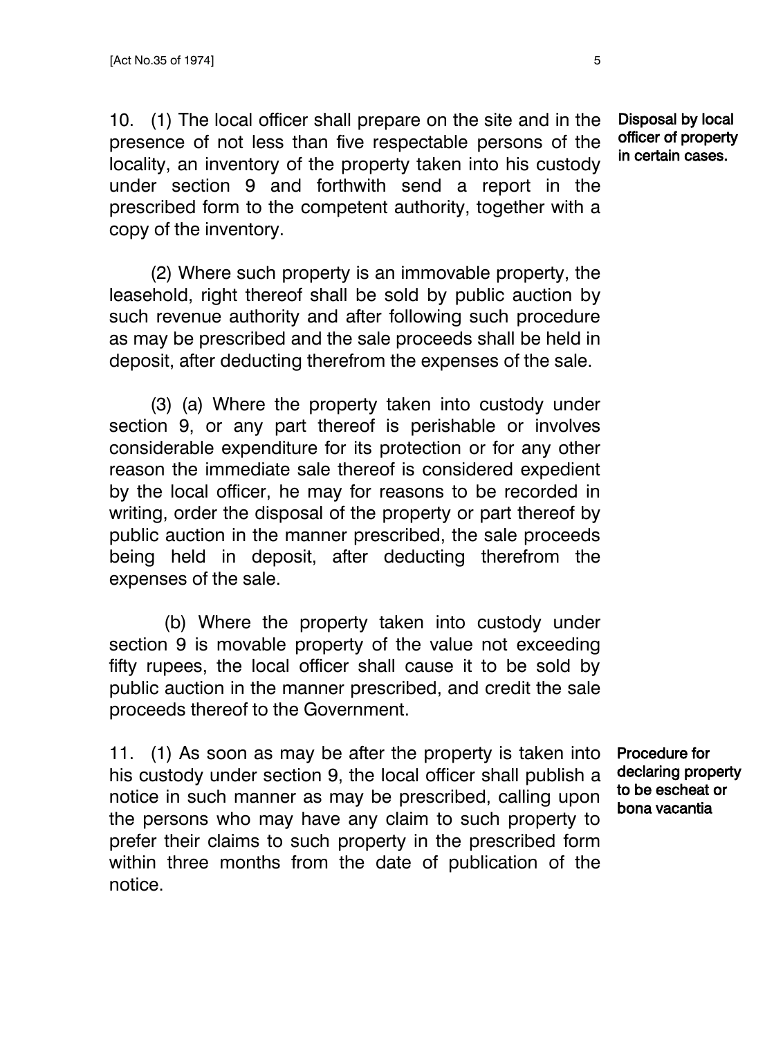**Disposal by local officer of property in certain cases.**

10. (1) The local officer shall prepare on the site and in the presence of not less than five respectable persons of the locality, an inventory of the property taken into his custody under section 9 and forthwith send a report in the prescribed form to the competent authority, together with a copy of the inventory.

(2) Where such property is an immovable property, the leasehold, right thereof shall be sold by public auction by such revenue authority and after following such procedure as may be prescribed and the sale proceeds shall be held in deposit, after deducting therefrom the expenses of the sale.

(3) (a) Where the property taken into custody under section 9, or any part thereof is perishable or involves considerable expenditure for its protection or for any other reason the immediate sale thereof is considered expedient by the local officer, he may for reasons to be recorded in writing, order the disposal of the property or part thereof by public auction in the manner prescribed, the sale proceeds being held in deposit, after deducting therefrom the expenses of the sale.

(b) Where the property taken into custody under section 9 is movable property of the value not exceeding fifty rupees, the local officer shall cause it to be sold by public auction in the manner prescribed, and credit the sale proceeds thereof to the Government.

**Procedure for declaring property to be escheat or bona vacantia**

11. (1) As soon as may be after the property is taken into his custody under section 9, the local officer shall publish a notice in such manner as may be prescribed, calling upon the persons who may have any claim to such property to prefer their claims to such property in the prescribed form within three months from the date of publication of the notice.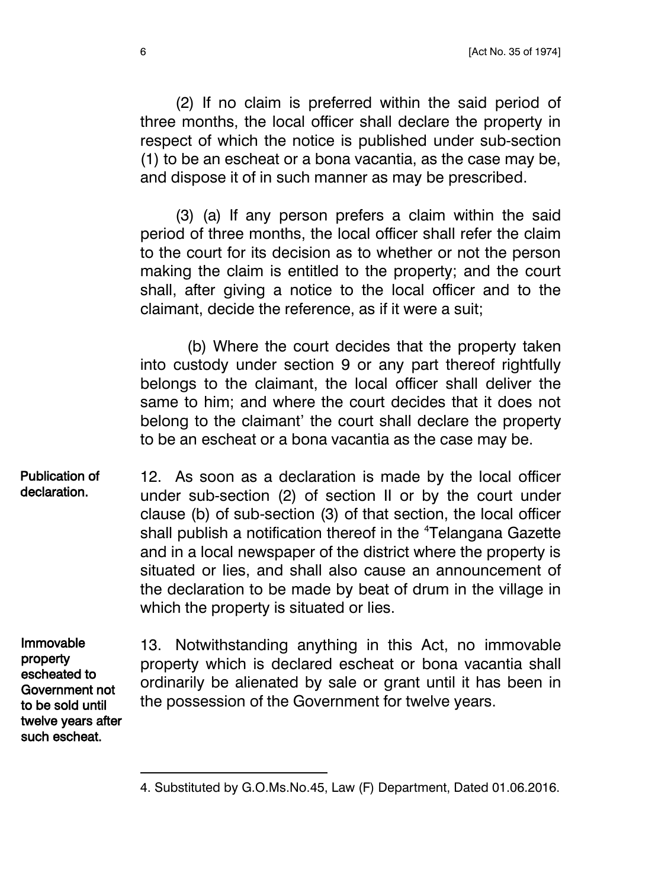(2) If no claim is preferred within the said period of three months, the local officer shall declare the property in respect of which the notice is published under sub-section (1) to be an escheat or a bona vacantia, as the case may be, and dispose it of in such manner as may be prescribed.

(3) (a) If any person prefers a claim within the said period of three months, the local officer shall refer the claim to the court for its decision as to whether or not the person making the claim is entitled to the property; and the court shall, after giving a notice to the local officer and to the claimant, decide the reference, as if it were a suit;

(b) Where the court decides that the property taken into custody under section 9 or any part thereof rightfully belongs to the claimant, the local officer shall deliver the same to him; and where the court decides that it does not belong to the claimant' the court shall declare the property to be an escheat or a bona vacantia as the case may be.

**Publication of declaration.**

12. As soon as a declaration is made by the local officer under sub-section (2) of section II or by the court under clause (b) of sub-section (3) of that section, the local officer shall publish a notification thereof in the [4]Telangana Gazette and in a local newspaper of the district where the property is situated or lies, and shall also cause an announcement of the declaration to be made by beat of drum in the village in which the property is situated or lies.

**Immovable property escheated to Government not to be sold until twelve years after such escheat.**

13. Notwithstanding anything in this Act, no immovable property which is declared escheat or bona vacantia shall ordinarily be alienated by sale or grant until it has been in the possession of the Government for twelve years.

---

4. Substituted by G.O.Ms.No.45, Law (F) Department, Dated 01.06.2016.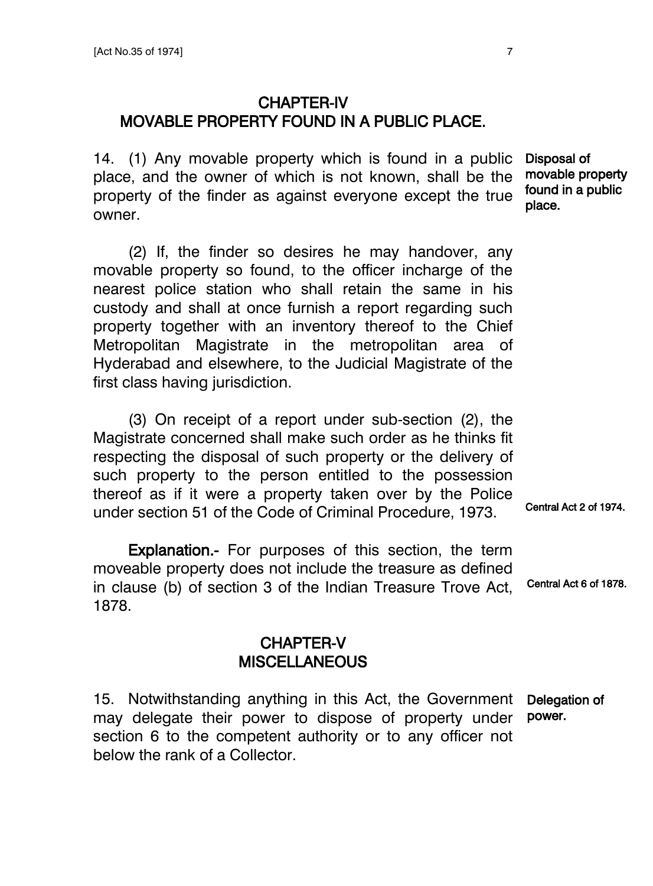## CHAPTER-IV
## MOVABLE PROPERTY FOUND IN A PUBLIC PLACE.

**Disposal of movable property found in a public place.**

14. (1) Any movable property which is found in a public place, and the owner of which is not known, shall be the property of the finder as against everyone except the true owner.

(2) If, the finder so desires he may handover, any movable property so found, to the officer incharge of the nearest police station who shall retain the same in his custody and shall at once furnish a report regarding such property together with an inventory thereof to the Chief Metropolitan Magistrate in the metropolitan area of Hyderabad and elsewhere, to the Judicial Magistrate of the first class having jurisdiction.

(3) On receipt of a report under sub-section (2), the Magistrate concerned shall make such order as he thinks fit respecting the disposal of such property or the delivery of such property to the person entitled to the possession thereof as if it were a property taken over by the Police under section 51 of the Code of Criminal Procedure, 1973.

Central Act 2 of 1974.

**Explanation.-** For purposes of this section, the term moveable property does not include the treasure as defined in clause (b) of section 3 of the Indian Treasure Trove Act, 1878.

Central Act 6 of 1878.

## CHAPTER-V
## MISCELLANEOUS

**Delegation of power.**

15. Notwithstanding anything in this Act, the Government may delegate their power to dispose of property under section 6 to the competent authority or to any officer not below the rank of a Collector.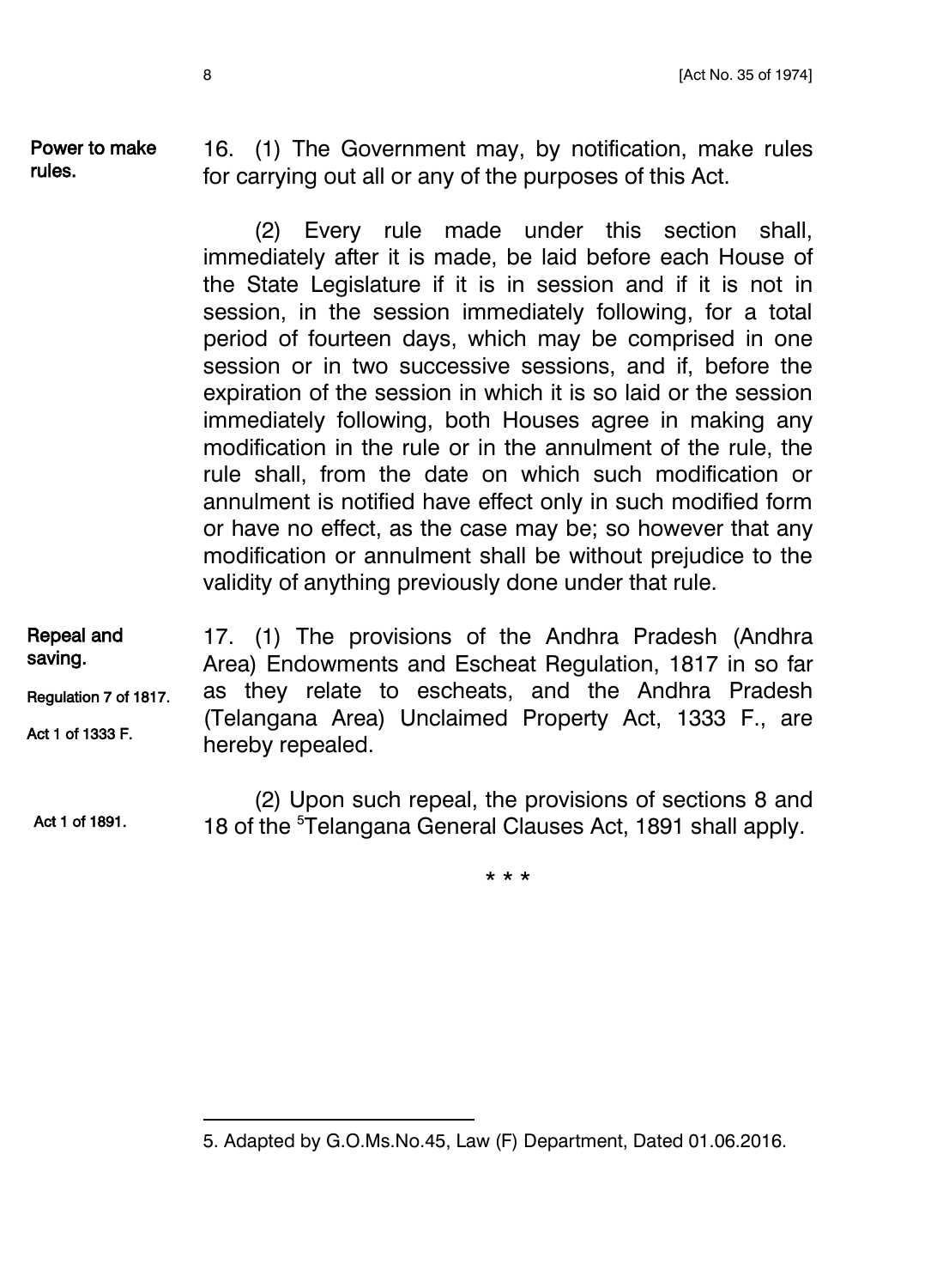**Power to make rules.**

16. (1) The Government may, by notification, make rules for carrying out all or any of the purposes of this Act.

(2) Every rule made under this section shall, immediately after it is made, be laid before each House of the State Legislature if it is in session and if it is not in session, in the session immediately following, for a total period of fourteen days, which may be comprised in one session or in two successive sessions, and if, before the expiration of the session in which it is so laid or the session immediately following, both Houses agree in making any modification in the rule or in the annulment of the rule, the rule shall, from the date on which such modification or annulment is notified have effect only in such modified form or have no effect, as the case may be; so however that any modification or annulment shall be without prejudice to the validity of anything previously done under that rule.

**Repeal and saving.**

Regulation 7 of 1817.

Act 1 of 1333 F.

17. (1) The provisions of the Andhra Pradesh (Andhra Area) Endowments and Escheat Regulation, 1817 in so far as they relate to escheats, and the Andhra Pradesh (Telangana Area) Unclaimed Property Act, 1333 F., are hereby repealed.

Act 1 of 1891.

(2) Upon such repeal, the provisions of sections 8 and 18 of the [5]Telangana General Clauses Act, 1891 shall apply.

* * *

---

5. Adapted by G.O.Ms.No.45, Law (F) Department, Dated 01.06.2016.